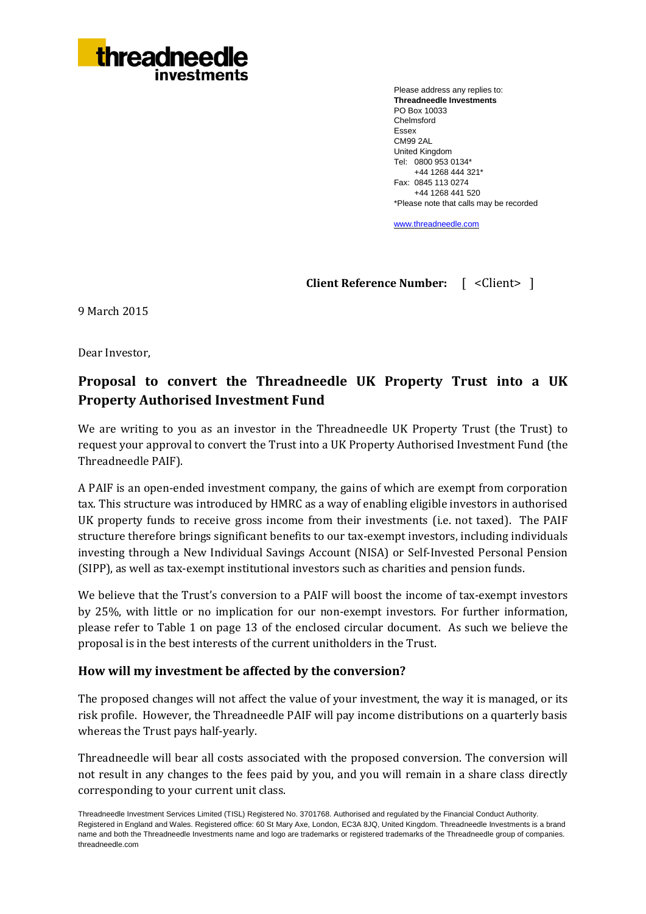**threadneedle investments**

Please address any replies to:
**Threadneedle Investments**
PO Box 10033
Chelmsford
Essex
CM99 2AL
United Kingdom
Tel: 0800 953 0134*
+44 1268 444 321*
Fax: 0845 113 0274
+44 1268 441 520
*Please note that calls may be recorded

www.threadneedle.com

**Client Reference Number:** [ <Client> ]

9 March 2015

Dear Investor,

## Proposal to convert the Threadneedle UK Property Trust into a UK Property Authorised Investment Fund

We are writing to you as an investor in the Threadneedle UK Property Trust (the Trust) to request your approval to convert the Trust into a UK Property Authorised Investment Fund (the Threadneedle PAIF).

A PAIF is an open-ended investment company, the gains of which are exempt from corporation tax. This structure was introduced by HMRC as a way of enabling eligible investors in authorised UK property funds to receive gross income from their investments (i.e. not taxed). The PAIF structure therefore brings significant benefits to our tax-exempt investors, including individuals investing through a New Individual Savings Account (NISA) or Self-Invested Personal Pension (SIPP), as well as tax-exempt institutional investors such as charities and pension funds.

We believe that the Trust's conversion to a PAIF will boost the income of tax-exempt investors by 25%, with little or no implication for our non-exempt investors. For further information, please refer to Table 1 on page 13 of the enclosed circular document. As such we believe the proposal is in the best interests of the current unitholders in the Trust.

### How will my investment be affected by the conversion?

The proposed changes will not affect the value of your investment, the way it is managed, or its risk profile. However, the Threadneedle PAIF will pay income distributions on a quarterly basis whereas the Trust pays half-yearly.

Threadneedle will bear all costs associated with the proposed conversion. The conversion will not result in any changes to the fees paid by you, and you will remain in a share class directly corresponding to your current unit class.

Threadneedle Investment Services Limited (TISL) Registered No. 3701768. Authorised and regulated by the Financial Conduct Authority. Registered in England and Wales. Registered office: 60 St Mary Axe, London, EC3A 8JQ, United Kingdom. Threadneedle Investments is a brand name and both the Threadneedle Investments name and logo are trademarks or registered trademarks of the Threadneedle group of companies. threadneedle.com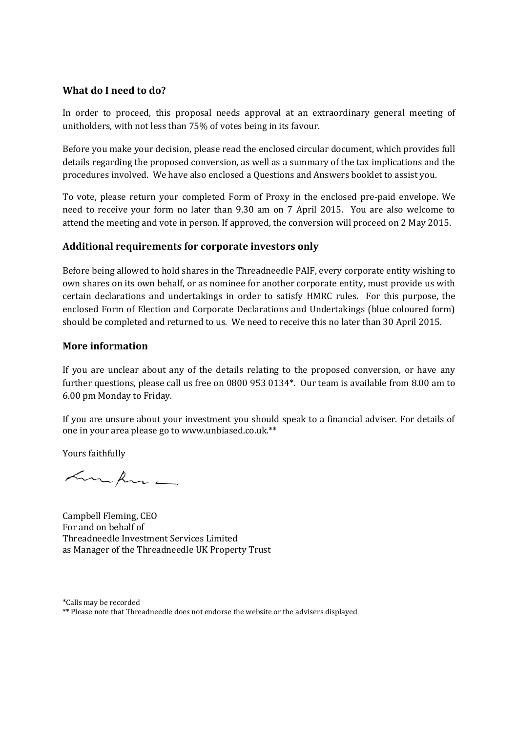## What do I need to do?

In order to proceed, this proposal needs approval at an extraordinary general meeting of unitholders, with not less than 75% of votes being in its favour.

Before you make your decision, please read the enclosed circular document, which provides full details regarding the proposed conversion, as well as a summary of the tax implications and the procedures involved. We have also enclosed a Questions and Answers booklet to assist you.

To vote, please return your completed Form of Proxy in the enclosed pre-paid envelope. We need to receive your form no later than 9.30 am on 7 April 2015. You are also welcome to attend the meeting and vote in person. If approved, the conversion will proceed on 2 May 2015.

## Additional requirements for corporate investors only

Before being allowed to hold shares in the Threadneedle PAIF, every corporate entity wishing to own shares on its own behalf, or as nominee for another corporate entity, must provide us with certain declarations and undertakings in order to satisfy HMRC rules. For this purpose, the enclosed Form of Election and Corporate Declarations and Undertakings (blue coloured form) should be completed and returned to us. We need to receive this no later than 30 April 2015.

## More information

If you are unclear about any of the details relating to the proposed conversion, or have any further questions, please call us free on 0800 953 0134*. Our team is available from 8.00 am to 6.00 pm Monday to Friday.

If you are unsure about your investment you should speak to a financial adviser. For details of one in your area please go to www.unbiased.co.uk.**

Yours faithfully

Campbell Fleming, CEO
For and on behalf of
Threadneedle Investment Services Limited
as Manager of the Threadneedle UK Property Trust

*Calls may be recorded

** Please note that Threadneedle does not endorse the website or the advisers displayed